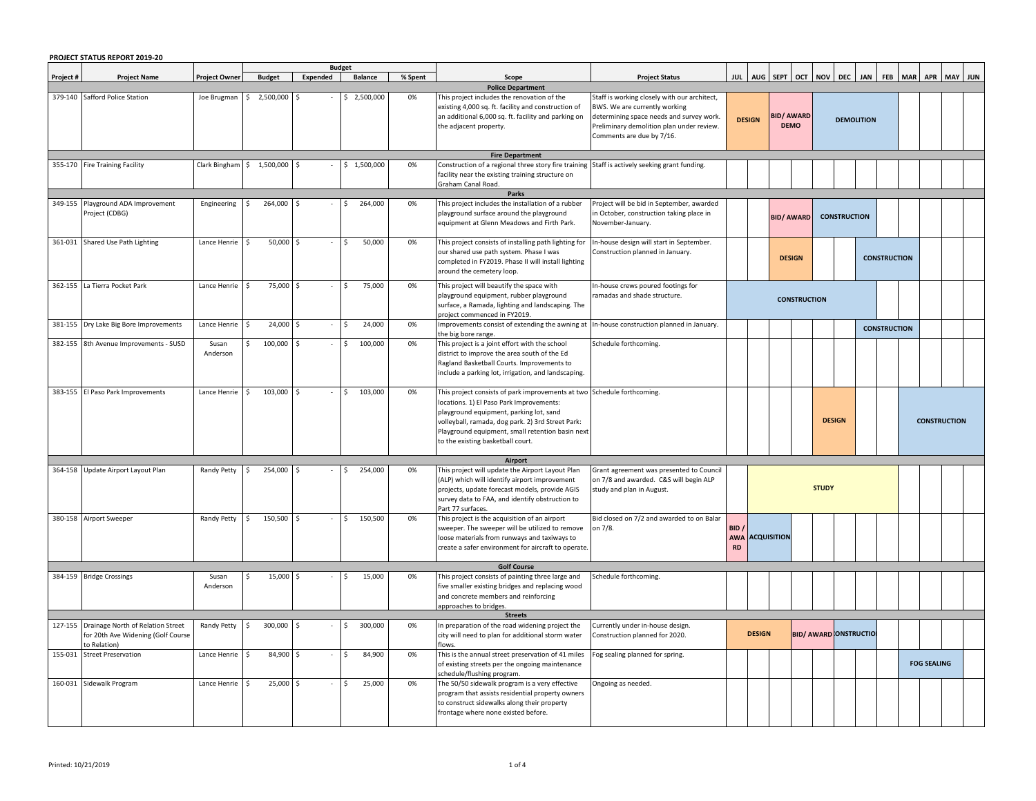**PROJECT STATUS REPORT 2019-20**

| Project # | Project Name | Project Owner | Budget | Expended | Balance | % Spent | Scope | Project Status | JUL | AUG | SEPT | OCT | NOV | DEC | JAN | FEB | MAR | APR | MAY | JUN |
|---|---|---|---|---|---|---|---|---|---|---|---|---|---|---|---|---|---|---|---|---|
| | | | **Budget** | | | | | | | | | | | | | | | | | |
| **Police Department** | | | | | | | | | | | | | | | | | | | | |
| 379-140 | Safford Police Station | Joe Brugman | $ 2,500,000 | $ - | $ 2,500,000 | 0% | This project includes the renovation of the existing 4,000 sq. ft. facility and construction of an additional 6,000 sq. ft. facility and parking on the adjacent property. | Staff is working closely with our architect, BWS. We are currently working determining space needs and survey work. Preliminary demolition plan under review. Comments are due by 7/16. | DESIGN | DESIGN | BID/ AWARD DEMO | BID/ AWARD DEMO | DEMOLITION | DEMOLITION | DEMOLITION | DEMOLITION | | | | |
| **Fire Department** | | | | | | | | | | | | | | | | | | | | |
| 355-170 | Fire Training Facility | Clark Bingham | $ 1,500,000 | $ - | $ 1,500,000 | 0% | Construction of a regional three story fire training facility near the existing training structure on Graham Canal Road. | Staff is actively seeking grant funding. | | | | | | | | | | | | |
| **Parks** | | | | | | | | | | | | | | | | | | | | |
| 349-155 | Playground ADA Improvement Project (CDBG) | Engineering | $ 264,000 | $ - | $ 264,000 | 0% | This project includes the installation of a rubber playground surface around the playground equipment at Glenn Meadows and Firth Park. | Project will be bid in September, awarded in October, construction taking place in November-January. | | | BID/ AWARD | BID/ AWARD | CONSTRUCTION | CONSTRUCTION | CONSTRUCTION | | | | | |
| 361-031 | Shared Use Path Lighting | Lance Henrie | $ 50,000 | $ - | $ 50,000 | 0% | This project consists of installing path lighting for our shared use path system. Phase I was completed in FY2019. Phase II will install lighting around the cemetery loop. | In-house design will start in September. Construction planned in January. | | | DESIGN | DESIGN | | | CONSTRUCTION | CONSTRUCTION | CONSTRUCTION | | | |
| 362-155 | La Tierra Pocket Park | Lance Henrie | $ 75,000 | $ - | $ 75,000 | 0% | This project will beautify the space with playground equipment, rubber playground surface, a Ramada, lighting and landscaping. The project commenced in FY2019. | In-house crews poured footings for ramadas and shade structure. | CONSTRUCTION | CONSTRUCTION | CONSTRUCTION | CONSTRUCTION | CONSTRUCTION | CONSTRUCTION | CONSTRUCTION | | | | | |
| 381-155 | Dry Lake Big Bore Improvements | Lance Henrie | $ 24,000 | $ - | $ 24,000 | 0% | Improvements consist of extending the awning at the big bore range. | In-house construction planned in January. | | | | | | | CONSTRUCTION | CONSTRUCTION | | | | |
| 382-155 | 8th Avenue Improvements - SUSD | Susan Anderson | $ 100,000 | $ - | $ 100,000 | 0% | This project is a joint effort with the school district to improve the area south of the Ed Ragland Basketball Courts. Improvements to include a parking lot, irrigation, and landscaping. | Schedule forthcoming. | | | | | | | | | | | | |
| 383-155 | El Paso Park Improvements | Lance Henrie | $ 103,000 | $ - | $ 103,000 | 0% | This project consists of park improvements at two locations. 1) El Paso Park Improvements: playground equipment, parking lot, sand volleyball, ramada, dog park. 2) 3rd Street Park: Playground equipment, small retention basin next to the existing basketball court. | Schedule forthcoming. | | | | | DESIGN | DESIGN | | | CONSTRUCTION | CONSTRUCTION | CONSTRUCTION | CONSTRUCTION |
| **Airport** | | | | | | | | | | | | | | | | | | | | |
| 364-158 | Update Airport Layout Plan | Randy Petty | $ 254,000 | $ - | $ 254,000 | 0% | This project will update the Airport Layout Plan (ALP) which will identify airport improvement projects, update forecast models, provide AGIS survey data to FAA, and identify obstruction to Part 77 surfaces. | Grant agreement was presented to Council on 7/8 and awarded. C&S will begin ALP study and plan in August. | | STUDY | STUDY | STUDY | STUDY | STUDY | STUDY | STUDY | | | | |
| 380-158 | Airport Sweeper | Randy Petty | $ 150,500 | $ - | $ 150,500 | 0% | This project is the acquisition of an airport sweeper. The sweeper will be utilized to remove loose materials from runways and taxiways to create a safer environment for aircraft to operate. | Bid closed on 7/2 and awarded to on Balar on 7/8. | BID / AWARD | ACQUISITION | ACQUISITION | | | | | | | | | |
| **Golf Course** | | | | | | | | | | | | | | | | | | | | |
| 384-159 | Bridge Crossings | Susan Anderson | $ 15,000 | $ - | $ 15,000 | 0% | This project consists of painting three large and five smaller existing bridges and replacing wood and concrete members and reinforcing approaches to bridges. | Schedule forthcoming. | | | | | | | | | | | | |
| **Streets** | | | | | | | | | | | | | | | | | | | | |
| 127-155 | Drainage North of Relation Street for 20th Ave Widening (Golf Course to Relation) | Randy Petty | $ 300,000 | $ - | $ 300,000 | 0% | In preparation of the road widening project the city will need to plan for additional storm water flows. | Currently under in-house design. Construction planned for 2020. | DESIGN | DESIGN | DESIGN | BID/ AWARD | BID/ AWARD | CONSTRUCTION | CONSTRUCTION | | | | | |
| 155-031 | Street Preservation | Lance Henrie | $ 84,900 | $ - | $ 84,900 | 0% | This is the annual street preservation of 41 miles of existing streets per the ongoing maintenance schedule/flushing program. | Fog sealing planned for spring. | | | | | | | | | FOG SEALING | FOG SEALING | FOG SEALING | |
| 160-031 | Sidewalk Program | Lance Henrie | $ 25,000 | $ - | $ 25,000 | 0% | The 50/50 sidewalk program is a very effective program that assists residential property owners to construct sidewalks along their property frontage where none existed before. | Ongoing as needed. | | | | | | | | | | | | |

Printed: 10/21/2019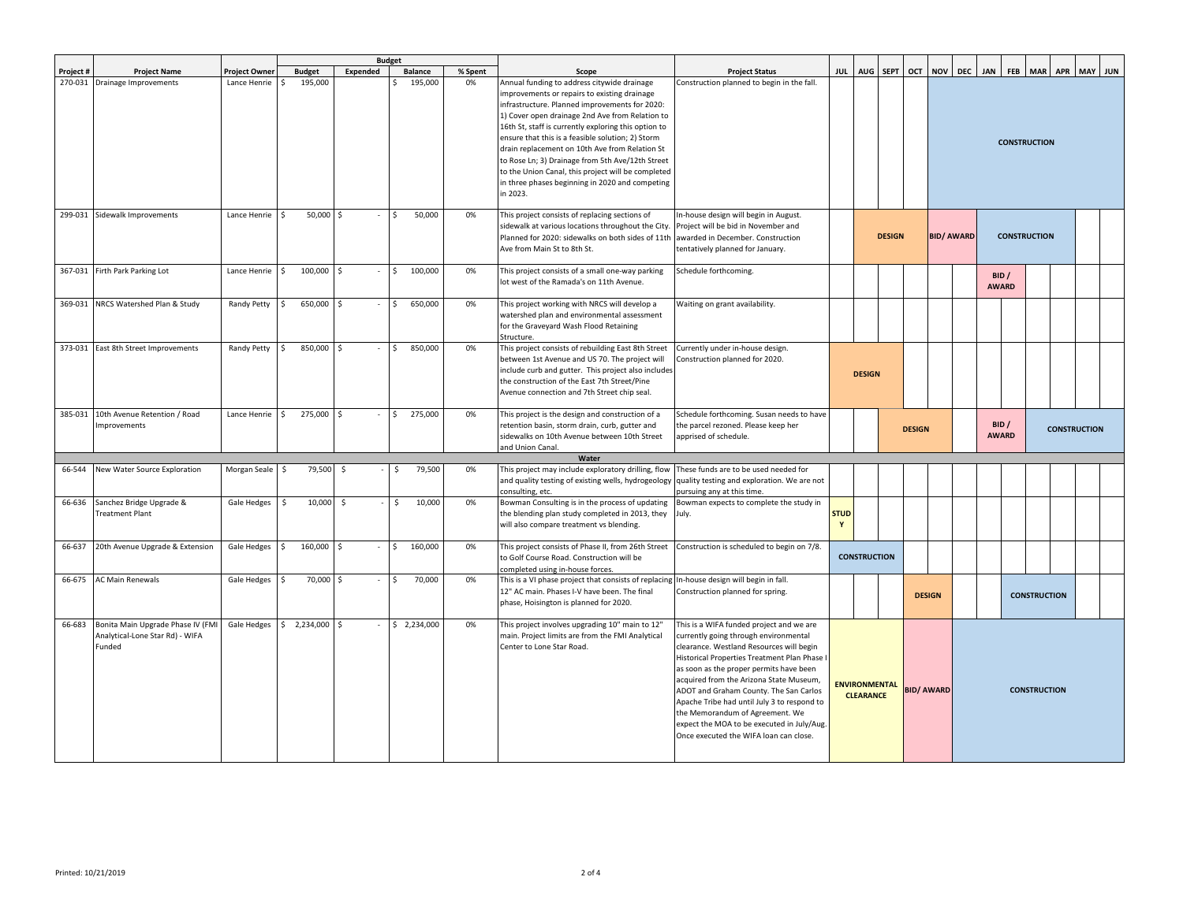| Project # | Project Name | Project Owner | Budget | | | | Scope | Project Status | JUL | AUG | SEPT | OCT | NOV | DEC | JAN | FEB | MAR | APR | MAY | JUN |
|---|---|---|---|---|---|---|---|---|---|---|---|---|---|---|---|---|---|---|---|---|
| | | | Budget | Expended | Balance | % Spent | | | | | | | | | | | | | | |
| 270-031 | Drainage Improvements | Lance Henrie | $ 195,000 | | $ 195,000 | 0% | Annual funding to address citywide drainage improvements or repairs to existing drainage infrastructure. Planned improvements for 2020: 1) Cover open drainage 2nd Ave from Relation to 16th St, staff is currently exploring this option to ensure that this is a feasible solution; 2) Storm drain replacement on 10th Ave from Relation St to Rose Ln; 3) Drainage from 5th Ave/12th Street to the Union Canal, this project will be completed in three phases beginning in 2020 and competing in 2023. | Construction planned to begin in the fall. | | | | | CONSTRUCTION | | | | | | | |
| 299-031 | Sidewalk Improvements | Lance Henrie | $ 50,000 | $ - | $ 50,000 | 0% | This project consists of replacing sections of sidewalk at various locations throughout the City. Planned for 2020: sidewalks on both sides of 11th Ave from Main St to 8th St. | In-house design will begin in August. Project will be bid in November and awarded in December. Construction tentatively planned for January. | | DESIGN | | | BID/ AWARD | | CONSTRUCTION | | | | | |
| 367-031 | Firth Park Parking Lot | Lance Henrie | $ 100,000 | $ - | $ 100,000 | 0% | This project consists of a small one-way parking lot west of the Ramada's on 11th Avenue. | Schedule forthcoming. | | | | | | | BID / AWARD | | | | | |
| 369-031 | NRCS Watershed Plan & Study | Randy Petty | $ 650,000 | $ - | $ 650,000 | 0% | This project working with NRCS will develop a watershed plan and environmental assessment for the Graveyard Wash Flood Retaining Structure. | Waiting on grant availability. | | | | | | | | | | | | |
| 373-031 | East 8th Street Improvements | Randy Petty | $ 850,000 | $ - | $ 850,000 | 0% | This project consists of rebuilding East 8th Street between 1st Avenue and US 70. The project will include curb and gutter. This project also includes the construction of the East 7th Street/Pine Avenue connection and 7th Street chip seal. | Currently under in-house design. Construction planned for 2020. | DESIGN | | | | | | | | | | | |
| 385-031 | 10th Avenue Retention / Road Improvements | Lance Henrie | $ 275,000 | $ - | $ 275,000 | 0% | This project is the design and construction of a retention basin, storm drain, curb, gutter and sidewalks on 10th Avenue between 10th Street and Union Canal. | Schedule forthcoming. Susan needs to have the parcel rezoned. Please keep her apprised of schedule. | | | DESIGN | | | | BID / AWARD | | CONSTRUCTION | | | |
| | | | | | | | **Water** | | | | | | | | | | | | | |
| 66-544 | New Water Source Exploration | Morgan Seale | $ 79,500 | $ - | $ 79,500 | 0% | This project may include exploratory drilling, flow and quality testing of existing wells, hydrogeology consulting, etc. | These funds are to be used needed for quality testing and exploration. We are not pursuing any at this time. | | | | | | | | | | | | |
| 66-636 | Sanchez Bridge Upgrade & Treatment Plant | Gale Hedges | $ 10,000 | $ - | $ 10,000 | 0% | Bowman Consulting is in the process of updating the blending plan study completed in 2013, they will also compare treatment vs blending. | Bowman expects to complete the study in July. | STUDY | | | | | | | | | | | |
| 66-637 | 20th Avenue Upgrade & Extension | Gale Hedges | $ 160,000 | $ - | $ 160,000 | 0% | This project consists of Phase II, from 26th Street to Golf Course Road. Construction will be completed using in-house forces. | Construction is scheduled to begin on 7/8. | CONSTRUCTION | | | | | | | | | | | |
| 66-675 | AC Main Renewals | Gale Hedges | $ 70,000 | $ - | $ 70,000 | 0% | This is a VI phase project that consists of replacing 12" AC main. Phases I-V have been. The final phase, Hoisington is planned for 2020. | In-house design will begin in fall. Construction planned for spring. | | | | DESIGN | | | | CONSTRUCTION | | | | |
| 66-683 | Bonita Main Upgrade Phase IV (FMI Analytical-Lone Star Rd) - WIFA Funded | Gale Hedges | $ 2,234,000 | $ - | $ 2,234,000 | 0% | This project involves upgrading 10" main to 12" main. Project limits are from the FMI Analytical Center to Lone Star Road. | This is a WIFA funded project and we are currently going through environmental clearance. Westland Resources will begin Historical Properties Treatment Plan Phase I as soon as the proper permits have been acquired from the Arizona State Museum, ADOT and Graham County. The San Carlos Apache Tribe had until July 3 to respond to the Memorandum of Agreement. We expect the MOA to be executed in July/Aug. Once executed the WIFA loan can close. | ENVIRONMENTAL CLEARANCE | | | BID/ AWARD | | | CONSTRUCTION | | | | | |

Printed: 10/21/2019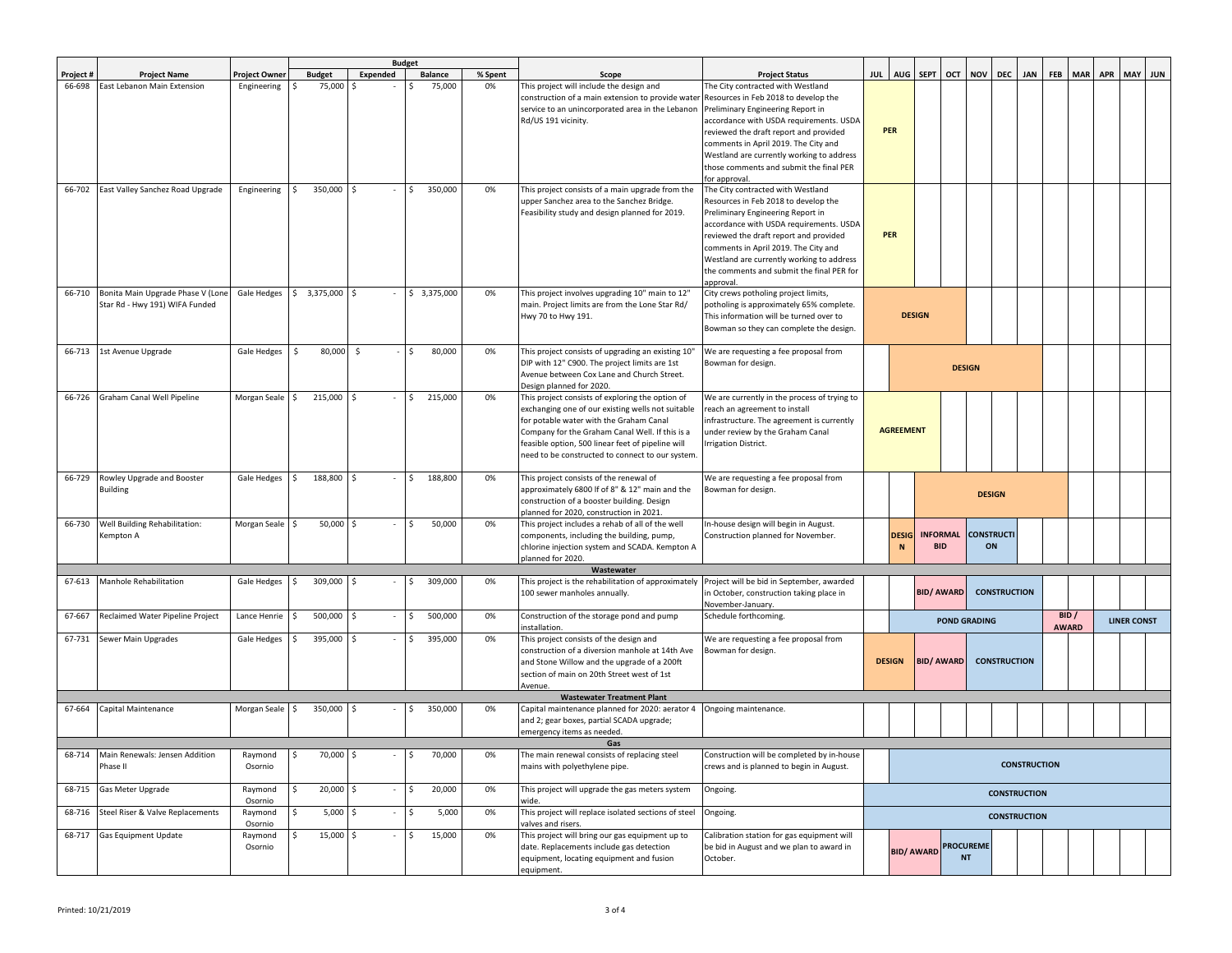| Project # | Project Name | Project Owner | Budget | Expended | Balance | % Spent | Scope | Project Status | JUL | AUG | SEPT | OCT | NOV | DEC | JAN | FEB | MAR | APR | MAY | JUN |
|---|---|---|---|---|---|---|---|---|---|---|---|---|---|---|---|---|---|---|---|---|
| 66-698 | East Lebanon Main Extension | Engineering | $ 75,000 | $ - | $ 75,000 | 0% | This project will include the design and construction of a main extension to provide water service to an unincorporated area in the Lebanon Rd/US 191 vicinity. | The City contracted with Westland Resources in Feb 2018 to develop the Preliminary Engineering Report in accordance with USDA requirements. USDA reviewed the draft report and provided comments in April 2019. The City and Westland are currently working to address those comments and submit the final PER for approval. | PER | PER | | | | | | | | | | |
| 66-702 | East Valley Sanchez Road Upgrade | Engineering | $ 350,000 | $ - | $ 350,000 | 0% | This project consists of a main upgrade from the upper Sanchez area to the Sanchez Bridge. Feasibility study and design planned for 2019. | The City contracted with Westland Resources in Feb 2018 to develop the Preliminary Engineering Report in accordance with USDA requirements. USDA reviewed the draft report and provided comments in April 2019. The City and Westland are currently working to address the comments and submit the final PER for approval. | PER | PER | | | | | | | | | | |
| 66-710 | Bonita Main Upgrade Phase V (Lone Star Rd - Hwy 191) WIFA Funded | Gale Hedges | $ 3,375,000 | $ - | $ 3,375,000 | 0% | This project involves upgrading 10" main to 12" main. Project limits are from the Lone Star Rd/ Hwy 70 to Hwy 191. | City crews potholing project limits, potholing is approximately 65% complete. This information will be turned over to Bowman so they can complete the design. | DESIGN | DESIGN | DESIGN | DESIGN | | | | | | | | |
| 66-713 | 1st Avenue Upgrade | Gale Hedges | $ 80,000 | $ - | $ 80,000 | 0% | This project consists of upgrading an existing 10" DIP with 12" C900. The project limits are 1st Avenue between Cox Lane and Church Street. Design planned for 2020. | We are requesting a fee proposal from Bowman for design. | | DESIGN | DESIGN | DESIGN | DESIGN | DESIGN | DESIGN | | | | | |
| 66-726 | Graham Canal Well Pipeline | Morgan Seale | $ 215,000 | $ - | $ 215,000 | 0% | This project consists of exploring the option of exchanging one of our existing wells not suitable for potable water with the Graham Canal Company for the Graham Canal Well. If this is a feasible option, 500 linear feet of pipeline will need to be constructed to connect to our system. | We are currently in the process of trying to reach an agreement to install infrastructure. The agreement is currently under review by the Graham Canal Irrigation District. | AGREEMENT | AGREEMENT | AGREEMENT | | | | | | | | | |
| 66-729 | Rowley Upgrade and Booster Building | Gale Hedges | $ 188,800 | $ - | $ 188,800 | 0% | This project consists of the renewal of approximately 6800 lf of 8" & 12" main and the construction of a booster building. Design planned for 2020, construction in 2021. | We are requesting a fee proposal from Bowman for design. | | | DESIGN | DESIGN | DESIGN | DESIGN | DESIGN | DESIGN | | | | |
| 66-730 | Well Building Rehabilitation: Kempton A | Morgan Seale | $ 50,000 | $ - | $ 50,000 | 0% | This project includes a rehab of all of the well components, including the building, pump, chlorine injection system and SCADA. Kempton A planned for 2020. | In-house design will begin in August. Construction planned for November. | | DESIGN | INFORMAL BID | INFORMAL BID | CONSTRUCTION | CONSTRUCTION | | | | | | |
| **Wastewater** | | | | | | | | | | | | | | | | | | | | |
| 67-613 | Manhole Rehabilitation | Gale Hedges | $ 309,000 | $ - | $ 309,000 | 0% | This project is the rehabilitation of approximately 100 sewer manholes annually. | Project will be bid in September, awarded in October, construction taking place in November-January. | | | BID/ AWARD | BID/ AWARD | CONSTRUCTION | CONSTRUCTION | CONSTRUCTION | | | | | |
| 67-667 | Reclaimed Water Pipeline Project | Lance Henrie | $ 500,000 | $ - | $ 500,000 | 0% | Construction of the storage pond and pump installation. | Schedule forthcoming. | | POND GRADING | POND GRADING | POND GRADING | POND GRADING | POND GRADING | POND GRADING | BID / AWARD | BID / AWARD | LINER CONST | LINER CONST | LINER CONST |
| 67-731 | Sewer Main Upgrades | Gale Hedges | $ 395,000 | $ - | $ 395,000 | 0% | This project consists of the design and construction of a diversion manhole at 14th Ave and Stone Willow and the upgrade of a 200ft section of main on 20th Street west of 1st Avenue. | We are requesting a fee proposal from Bowman for design. | DESIGN | DESIGN | BID/ AWARD | BID/ AWARD | CONSTRUCTION | CONSTRUCTION | CONSTRUCTION | | | | | |
| **Wastewater Treatment Plant** | | | | | | | | | | | | | | | | | | | | |
| 67-664 | Capital Maintenance | Morgan Seale | $ 350,000 | $ - | $ 350,000 | 0% | Capital maintenance planned for 2020: aerator 4 and 2; gear boxes, partial SCADA upgrade; emergency items as needed. | Ongoing maintenance. | | | | | | | | | | | | |
| **Gas** | | | | | | | | | | | | | | | | | | | | |
| 68-714 | Main Renewals: Jensen Addition Phase II | Raymond Osornio | $ 70,000 | $ - | $ 70,000 | 0% | The main renewal consists of replacing steel mains with polyethylene pipe. | Construction will be completed by in-house crews and is planned to begin in August. | | CONSTRUCTION | CONSTRUCTION | CONSTRUCTION | CONSTRUCTION | CONSTRUCTION | CONSTRUCTION | CONSTRUCTION | CONSTRUCTION | CONSTRUCTION | CONSTRUCTION | CONSTRUCTION |
| 68-715 | Gas Meter Upgrade | Raymond Osornio | $ 20,000 | $ - | $ 20,000 | 0% | This project will upgrade the gas meters system wide. | Ongoing. | CONSTRUCTION | CONSTRUCTION | CONSTRUCTION | CONSTRUCTION | CONSTRUCTION | CONSTRUCTION | CONSTRUCTION | CONSTRUCTION | CONSTRUCTION | CONSTRUCTION | CONSTRUCTION | CONSTRUCTION |
| 68-716 | Steel Riser & Valve Replacements | Raymond Osornio | $ 5,000 | $ - | $ 5,000 | 0% | This project will replace isolated sections of steel valves and risers. | Ongoing. | CONSTRUCTION | CONSTRUCTION | CONSTRUCTION | CONSTRUCTION | CONSTRUCTION | CONSTRUCTION | CONSTRUCTION | CONSTRUCTION | CONSTRUCTION | CONSTRUCTION | CONSTRUCTION | CONSTRUCTION |
| 68-717 | Gas Equipment Update | Raymond Osornio | $ 15,000 | $ - | $ 15,000 | 0% | This project will bring our gas equipment up to date. Replacements include gas detection equipment, locating equipment and fusion equipment. | Calibration station for gas equipment will be bid in August and we plan to award in October. | | BID/ AWARD | BID/ AWARD | PROCUREMENT | | | | | | | | |

Printed: 10/21/2019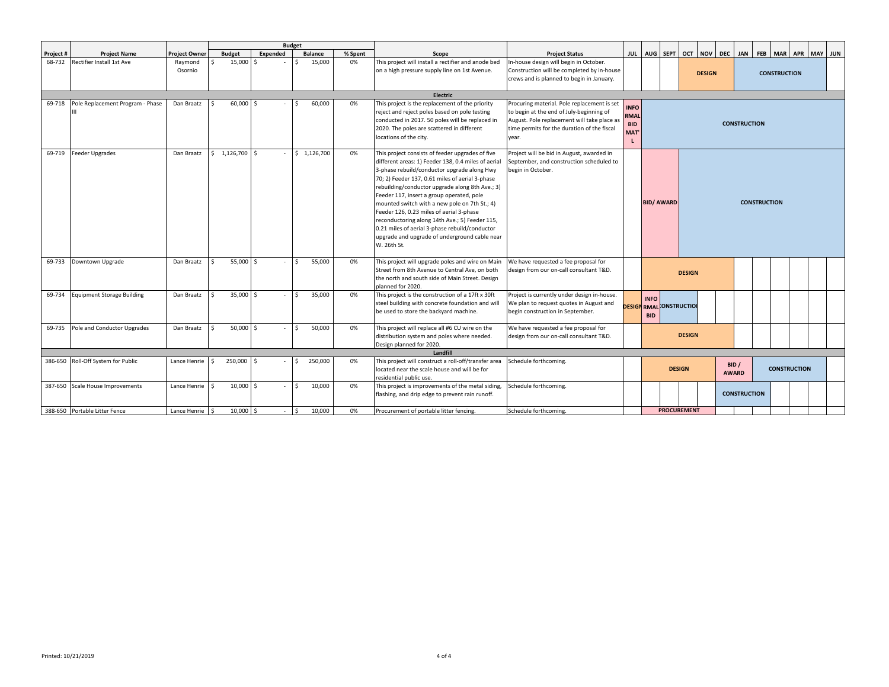| Project # | Project Name | Project Owner | Budget | | | | Scope | Project Status | JUL | AUG | SEPT | OCT | NOV | DEC | JAN | FEB | MAR | APR | MAY | JUN |
|---|---|---|---|---|---|---|---|---|---|---|---|---|---|---|---|---|---|---|---|---|
| | | | Budget | Expended | Balance | % Spent | | | | | | | | | | | | | | |
| 68-732 | Rectifier Install 1st Ave | Raymond Osornio | $ 15,000 | $ - | $ 15,000 | 0% | This project will install a rectifier and anode bed on a high pressure supply line on 1st Avenue. | In-house design will begin in October. Construction will be completed by in-house crews and is planned to begin in January. | | | | DESIGN | DESIGN | DESIGN | CONSTRUCTION | CONSTRUCTION | CONSTRUCTION | CONSTRUCTION | CONSTRUCTION | |
| | | | | | | | **Electric** | | | | | | | | | | | | | |
| 69-718 | Pole Replacement Program - Phase III | Dan Braatz | $ 60,000 | $ - | $ 60,000 | 0% | This project is the replacement of the priority reject and reject poles based on pole testing conducted in 2017. 50 poles will be replaced in 2020. The poles are scattered in different locations of the city. | Procuring material. Pole replacement is set to begin at the end of July-beginning of August. Pole replacement will take place as time permits for the duration of the fiscal year. | INFORMAL BID MAT'L | CONSTRUCTION | CONSTRUCTION | CONSTRUCTION | CONSTRUCTION | CONSTRUCTION | CONSTRUCTION | CONSTRUCTION | CONSTRUCTION | CONSTRUCTION | CONSTRUCTION | CONSTRUCTION |
| 69-719 | Feeder Upgrades | Dan Braatz | $ 1,126,700 | $ - | $ 1,126,700 | 0% | This project consists of feeder upgrades of five different areas: 1) Feeder 138, 0.4 miles of aerial 3-phase rebuild/conductor upgrade along Hwy 70; 2) Feeder 137, 0.61 miles of aerial 3-phase rebuilding/conductor upgrade along 8th Ave.; 3) Feeder 117, insert a group operated, pole mounted switch with a new pole on 7th St.; 4) Feeder 126, 0.23 miles of aerial 3-phase reconductoring along 14th Ave.; 5) Feeder 115, 0.21 miles of aerial 3-phase rebuild/conductor upgrade and upgrade of underground cable near W. 26th St. | Project will be bid in August, awarded in September, and construction scheduled to begin in October. | | BID/ AWARD | BID/ AWARD | CONSTRUCTION | CONSTRUCTION | CONSTRUCTION | CONSTRUCTION | CONSTRUCTION | CONSTRUCTION | CONSTRUCTION | CONSTRUCTION | CONSTRUCTION |
| 69-733 | Downtown Upgrade | Dan Braatz | $ 55,000 | $ - | $ 55,000 | 0% | This project will upgrade poles and wire on Main Street from 8th Avenue to Central Ave, on both the north and south side of Main Street. Design planned for 2020. | We have requested a fee proposal for design from our on-call consultant T&D. | | DESIGN | DESIGN | DESIGN | DESIGN | DESIGN | | | | | | |
| 69-734 | Equipment Storage Building | Dan Braatz | $ 35,000 | $ - | $ 35,000 | 0% | This project is the construction of a 17ft x 30ft steel building with concrete foundation and will be used to store the backyard machine. | Project is currently under design in-house. We plan to request quotes in August and begin construction in September. | DESIGN | INFORMAL BID | CONSTRUCTION | CONSTRUCTION | | | | | | | | |
| 69-735 | Pole and Conductor Upgrades | Dan Braatz | $ 50,000 | $ - | $ 50,000 | 0% | This project will replace all #6 CU wire on the distribution system and poles where needed. Design planned for 2020. | We have requested a fee proposal for design from our on-call consultant T&D. | | DESIGN | DESIGN | DESIGN | DESIGN | DESIGN | | | | | | |
| | | | | | | | **Landfill** | | | | | | | | | | | | | |
| 386-650 | Roll-Off System for Public | Lance Henrie | $ 250,000 | $ - | $ 250,000 | 0% | This project will construct a roll-off/transfer area located near the scale house and will be for residential public use. | Schedule forthcoming. | | DESIGN | DESIGN | DESIGN | DESIGN | BID / AWARD | BID / AWARD | CONSTRUCTION | CONSTRUCTION | CONSTRUCTION | CONSTRUCTION | |
| 387-650 | Scale House Improvements | Lance Henrie | $ 10,000 | $ - | $ 10,000 | 0% | This project is improvements of the metal siding, flashing, and drip edge to prevent rain runoff. | Schedule forthcoming. | | | | | | CONSTRUCTION | CONSTRUCTION | CONSTRUCTION | | | | |
| 388-650 | Portable Litter Fence | Lance Henrie | $ 10,000 | $ - | $ 10,000 | 0% | Procurement of portable litter fencing. | Schedule forthcoming. | | PROCUREMENT | PROCUREMENT | PROCUREMENT | PROCUREMENT | | | | | | | |

Printed: 10/21/2019